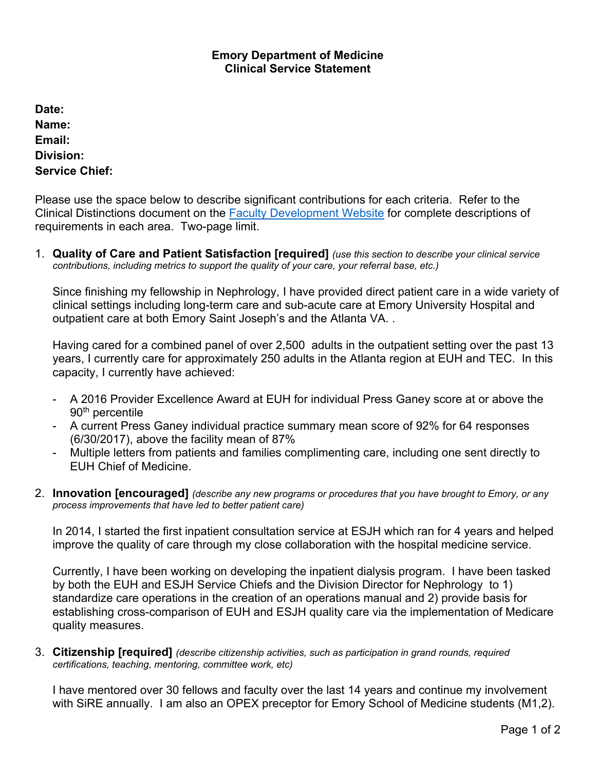**Emory Department of Medicine**
**Clinical Service Statement**

**Date:**
**Name:**
**Email:**
**Division:**
**Service Chief:**

Please use the space below to describe significant contributions for each criteria. Refer to the Clinical Distinctions document on the Faculty Development Website for complete descriptions of requirements in each area. Two-page limit.

1. **Quality of Care and Patient Satisfaction [required]** *(use this section to describe your clinical service contributions, including metrics to support the quality of your care, your referral base, etc.)*

   Since finishing my fellowship in Nephrology, I have provided direct patient care in a wide variety of clinical settings including long-term care and sub-acute care at Emory University Hospital and outpatient care at both Emory Saint Joseph's and the Atlanta VA. .

   Having cared for a combined panel of over 2,500 adults in the outpatient setting over the past 13 years, I currently care for approximately 250 adults in the Atlanta region at EUH and TEC. In this capacity, I currently have achieved:

   - A 2016 Provider Excellence Award at EUH for individual Press Ganey score at or above the 90th percentile
   - A current Press Ganey individual practice summary mean score of 92% for 64 responses (6/30/2017), above the facility mean of 87%
   - Multiple letters from patients and families complimenting care, including one sent directly to EUH Chief of Medicine.

2. **Innovation [encouraged]** *(describe any new programs or procedures that you have brought to Emory, or any process improvements that have led to better patient care)*

   In 2014, I started the first inpatient consultation service at ESJH which ran for 4 years and helped improve the quality of care through my close collaboration with the hospital medicine service.

   Currently, I have been working on developing the inpatient dialysis program. I have been tasked by both the EUH and ESJH Service Chiefs and the Division Director for Nephrology to 1) standardize care operations in the creation of an operations manual and 2) provide basis for establishing cross-comparison of EUH and ESJH quality care via the implementation of Medicare quality measures.

3. **Citizenship [required]** *(describe citizenship activities, such as participation in grand rounds, required certifications, teaching, mentoring, committee work, etc)*

   I have mentored over 30 fellows and faculty over the last 14 years and continue my involvement with SiRE annually. I am also an OPEX preceptor for Emory School of Medicine students (M1,2).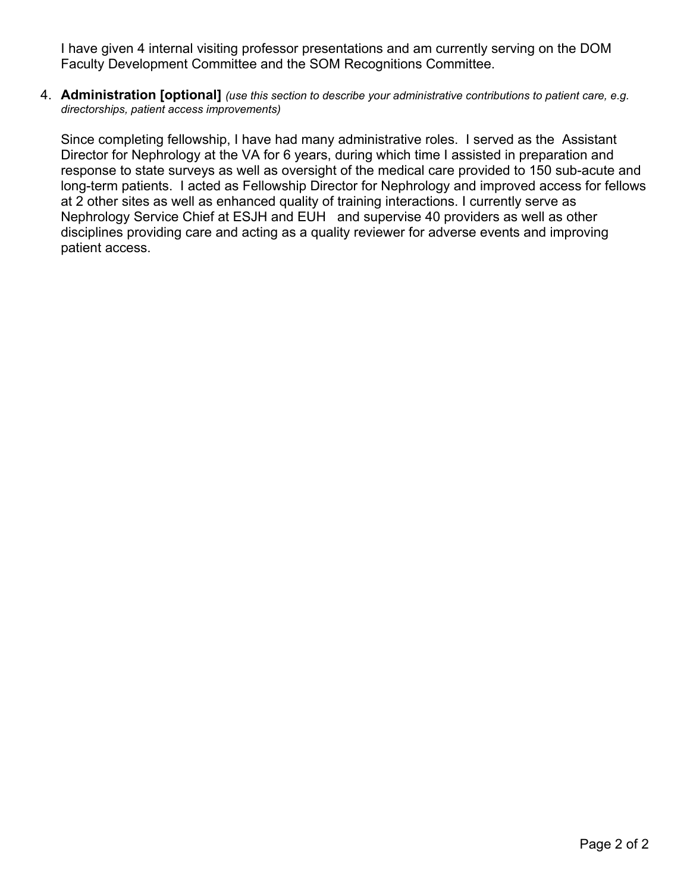I have given 4 internal visiting professor presentations and am currently serving on the DOM Faculty Development Committee and the SOM Recognitions Committee.

4. **Administration [optional]** *(use this section to describe your administrative contributions to patient care, e.g. directorships, patient access improvements)*

   Since completing fellowship, I have had many administrative roles. I served as the Assistant Director for Nephrology at the VA for 6 years, during which time I assisted in preparation and response to state surveys as well as oversight of the medical care provided to 150 sub-acute and long-term patients. I acted as Fellowship Director for Nephrology and improved access for fellows at 2 other sites as well as enhanced quality of training interactions. I currently serve as Nephrology Service Chief at ESJH and EUH and supervise 40 providers as well as other disciplines providing care and acting as a quality reviewer for adverse events and improving patient access.